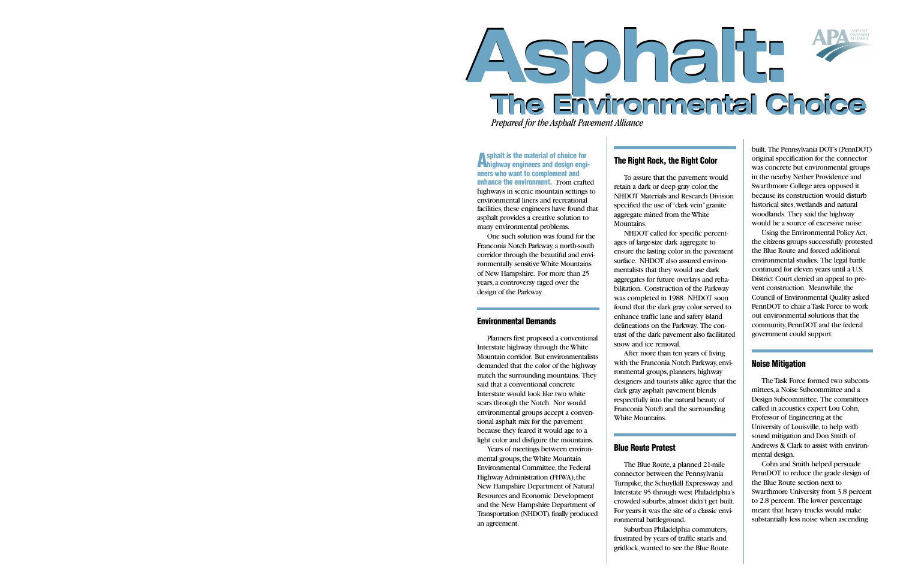# Asphalt: The Environmental Choice

*Prepared for the Asphalt Pavement Alliance*

**Asphalt is the material of choice for highway engineers and design engineers who want to complement and enhance the environment.** From crafted highways in scenic mountain settings to environmental liners and recreational facilities, these engineers have found that asphalt provides a creative solution to many environmental problems.

One such solution was found for the Franconia Notch Parkway, a north-south corridor through the beautiful and environmentally sensitive White Mountains of New Hampshire. For more than 25 years, a controversy raged over the design of the Parkway.

## Environmental Demands

Planners first proposed a conventional Interstate highway through the White Mountain corridor. But environmentalists demanded that the color of the highway match the surrounding mountains. They said that a conventional concrete Interstate would look like two white scars through the Notch. Nor would environmental groups accept a conventional asphalt mix for the pavement because they feared it would age to a light color and disfigure the mountains.

Years of meetings between environmental groups, the White Mountain Environmental Committee, the Federal Highway Administration (FHWA), the New Hampshire Department of Natural Resources and Economic Development and the New Hampshire Department of Transportation (NHDOT), finally produced an agreement.

## The Right Rock, the Right Color

To assure that the pavement would retain a dark or deep gray color, the NHDOT Materials and Research Division specified the use of "dark vein" granite aggregate mined from the White Mountains.

NHDOT called for specific percentages of large-size dark aggregate to ensure the lasting color in the pavement surface. NHDOT also assured environmentalists that they would use dark aggregates for future overlays and rehabilitation. Construction of the Parkway was completed in 1988. NHDOT soon found that the dark gray color served to enhance traffic lane and safety island delineations on the Parkway. The contrast of the dark pavement also facilitated snow and ice removal.

After more than ten years of living with the Franconia Notch Parkway, environmental groups, planners, highway designers and tourists alike agree that the dark gray asphalt pavement blends respectfully into the natural beauty of Franconia Notch and the surrounding White Mountains.

## Blue Route Protest

The Blue Route, a planned 21-mile connector between the Pennsylvania Turnpike, the Schuylkill Expressway and Interstate 95 through west Philadelphia's crowded suburbs, almost didn't get built. For years it was the site of a classic environmental battleground.

Suburban Philadelphia commuters, frustrated by years of traffic snarls and gridlock, wanted to see the Blue Route built. The Pennsylvania DOT's (PennDOT) original specification for the connector was concrete but environmental groups in the nearby Nether Providence and Swarthmore College area opposed it because its construction would disturb historical sites, wetlands and natural woodlands. They said the highway would be a source of excessive noise.

Using the Environmental Policy Act, the citizens groups successfully protested the Blue Route and forced additional environmental studies. The legal battle continued for eleven years until a U.S. District Court denied an appeal to prevent construction. Meanwhile, the Council of Environmental Quality asked PennDOT to chair a Task Force to work out environmental solutions that the community, PennDOT and the federal government could support.

## Noise Mitigation

The Task Force formed two subcommittees, a Noise Subcommittee and a Design Subcommittee. The committees called in acoustics expert Lou Cohn, Professor of Engineering at the University of Louisville, to help with sound mitigation and Don Smith of Andrews & Clark to assist with environmental design.

Cohn and Smith helped persuade PennDOT to reduce the grade design of the Blue Route section next to Swarthmore University from 3.8 percent to 2.8 percent. The lower percentage meant that heavy trucks would make substantially less noise when ascending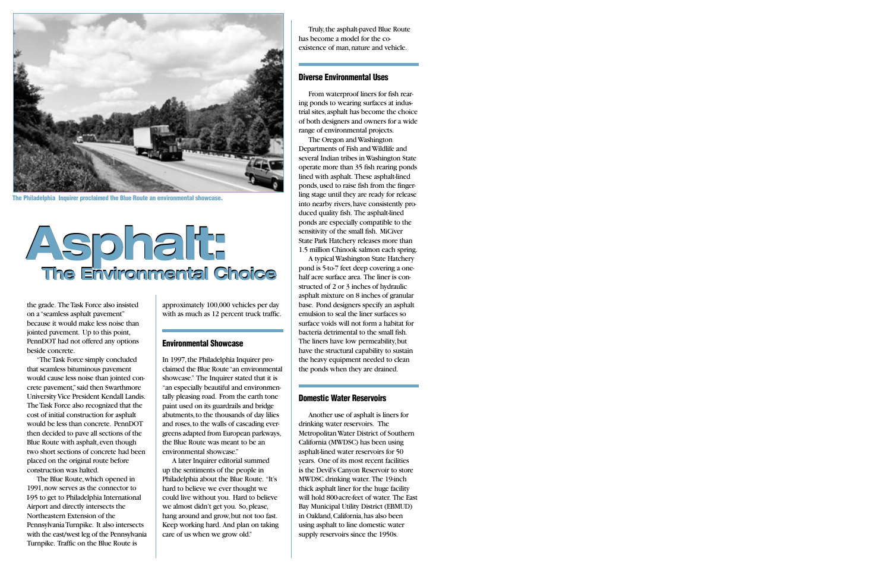The Philadelphia Inquirer proclaimed the Blue Route an environmental showcase.

# Asphalt:
## The Environmental Choice

the grade. The Task Force also insisted on a "seamless asphalt pavement" because it would make less noise than jointed pavement. Up to this point, PennDOT had not offered any options beside concrete.

"The Task Force simply concluded that seamless bituminous pavement would cause less noise than jointed concrete pavement," said then Swarthmore University Vice President Kendall Landis. The Task Force also recognized that the cost of initial construction for asphalt would be less than concrete. PennDOT then decided to pave all sections of the Blue Route with asphalt, even though two short sections of concrete had been placed on the original route before construction was halted.

The Blue Route, which opened in 1991, now serves as the connector to I-95 to get to Philadelphia International Airport and directly intersects the Northeastern Extension of the Pennsylvania Turnpike. It also intersects with the east/west leg of the Pennsylvania Turnpike. Traffic on the Blue Route is approximately 100,000 vehicles per day with as much as 12 percent truck traffic.

### Environmental Showcase

In 1997, the Philadelphia Inquirer proclaimed the Blue Route "an environmental showcase." The Inquirer stated that it is "an especially beautiful and environmentally pleasing road. From the earth tone paint used on its guardrails and bridge abutments, to the thousands of day lilies and roses, to the walls of cascading evergreens adapted from European parkways, the Blue Route was meant to be an environmental showcase."

A later Inquirer editorial summed up the sentiments of the people in Philadelphia about the Blue Route. "It's hard to believe we ever thought we could live without you. Hard to believe we almost didn't get you. So, please, hang around and grow, but not too fast. Keep working hard. And plan on taking care of us when we grow old."

Truly, the asphalt-paved Blue Route has become a model for the co-existence of man, nature and vehicle.

### Diverse Environmental Uses

From waterproof liners for fish rearing ponds to wearing surfaces at industrial sites, asphalt has become the choice of both designers and owners for a wide range of environmental projects.

The Oregon and Washington Departments of Fish and Wildlife and several Indian tribes in Washington State operate more than 35 fish rearing ponds lined with asphalt. These asphalt-lined ponds, used to raise fish from the fingerling stage until they are ready for release into nearby rivers, have consistently produced quality fish. The asphalt-lined ponds are especially compatible to the sensitivity of the small fish. MiCiver State Park Hatchery releases more than 1.5 million Chinook salmon each spring.

A typical Washington State Hatchery pond is 5-to-7 feet deep covering a one-half acre surface area. The liner is constructed of 2 or 3 inches of hydraulic asphalt mixture on 8 inches of granular base. Pond designers specify an asphalt emulsion to seal the liner surfaces so surface voids will not form a habitat for bacteria detrimental to the small fish. The liners have low permeability, but have the structural capability to sustain the heavy equipment needed to clean the ponds when they are drained.

### Domestic Water Reservoirs

Another use of asphalt is liners for drinking water reservoirs. The Metropolitan Water District of Southern California (MWDSC) has been using asphalt-lined water reservoirs for 50 years. One of its most recent facilities is the Devil's Canyon Reservoir to store MWDSC drinking water. The 19-inch thick asphalt liner for the huge facility will hold 800-acre-feet of water. The East Bay Municipal Utility District (EBMUD) in Oakland, California, has also been using asphalt to line domestic water supply reservoirs since the 1950s.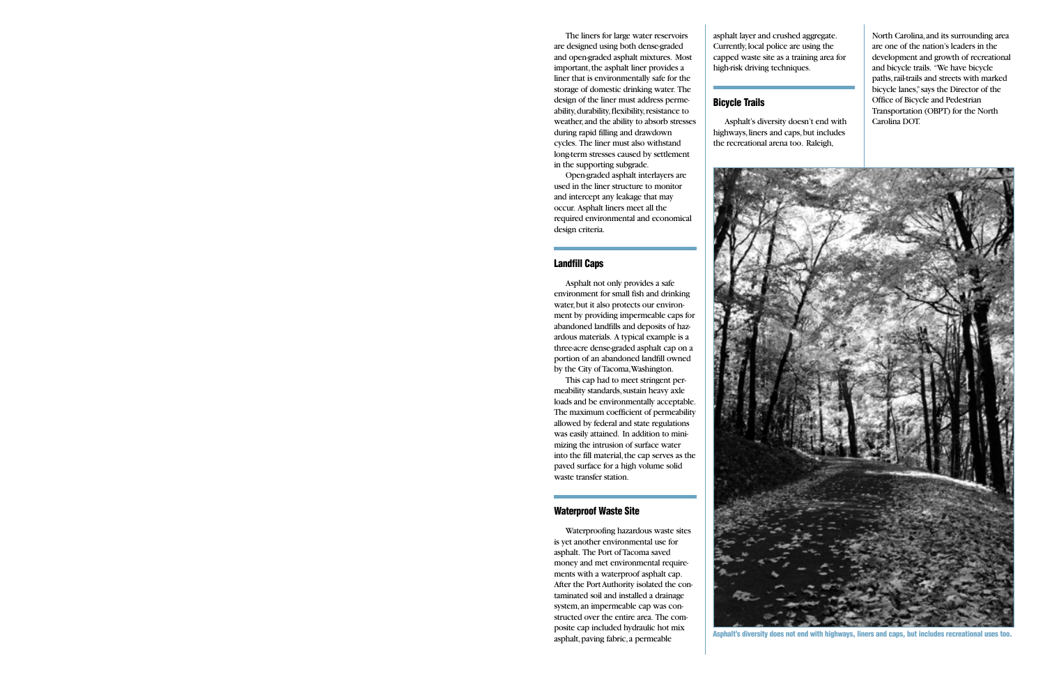The liners for large water reservoirs are designed using both dense-graded and open-graded asphalt mixtures. Most important, the asphalt liner provides a liner that is environmentally safe for the storage of domestic drinking water. The design of the liner must address permeability, durability, flexibility, resistance to weather, and the ability to absorb stresses during rapid filling and drawdown cycles. The liner must also withstand long-term stresses caused by settlement in the supporting subgrade.

Open-graded asphalt interlayers are used in the liner structure to monitor and intercept any leakage that may occur. Asphalt liners meet all the required environmental and economical design criteria.

## Landfill Caps

Asphalt not only provides a safe environment for small fish and drinking water, but it also protects our environment by providing impermeable caps for abandoned landfills and deposits of hazardous materials. A typical example is a three-acre dense-graded asphalt cap on a portion of an abandoned landfill owned by the City of Tacoma, Washington.

This cap had to meet stringent permeability standards, sustain heavy axle loads and be environmentally acceptable. The maximum coefficient of permeability allowed by federal and state regulations was easily attained. In addition to minimizing the intrusion of surface water into the fill material, the cap serves as the paved surface for a high volume solid waste transfer station.

## Waterproof Waste Site

Waterproofing hazardous waste sites is yet another environmental use for asphalt. The Port of Tacoma saved money and met environmental requirements with a waterproof asphalt cap. After the Port Authority isolated the contaminated soil and installed a drainage system, an impermeable cap was constructed over the entire area. The composite cap included hydraulic hot mix asphalt, paving fabric, a permeable asphalt layer and crushed aggregate. Currently, local police are using the capped waste site as a training area for high-risk driving techniques.

## Bicycle Trails

Asphalt's diversity doesn't end with highways, liners and caps, but includes the recreational arena too. Raleigh, North Carolina, and its surrounding area are one of the nation's leaders in the development and growth of recreational and bicycle trails. "We have bicycle paths, rail-trails and streets with marked bicycle lanes," says the Director of the Office of Bicycle and Pedestrian Transportation (OBPT) for the North Carolina DOT.

**Asphalt's diversity does not end with highways, liners and caps, but includes recreational uses too.**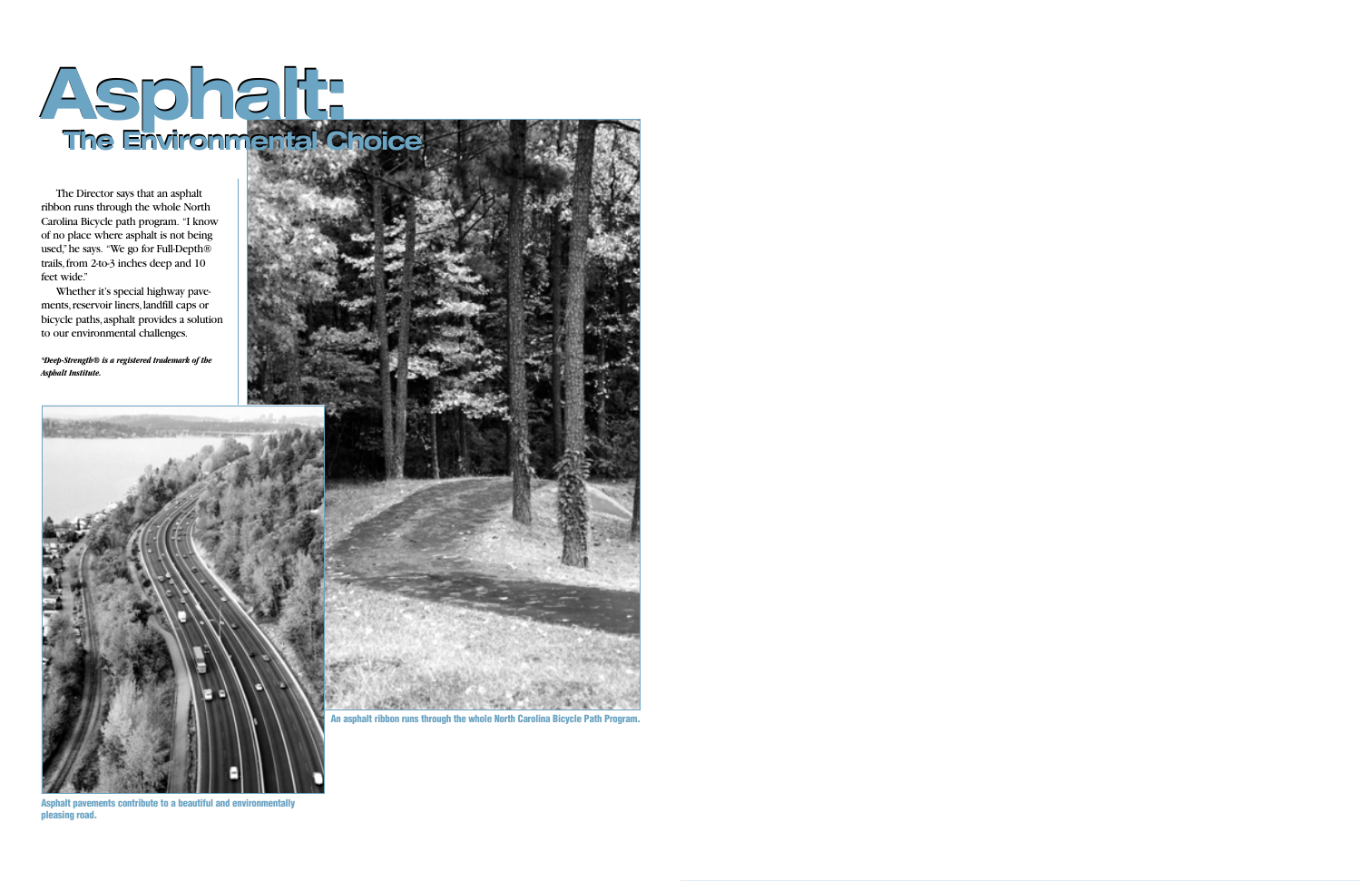# Asphalt:

## The Environmental Choice

The Director says that an asphalt ribbon runs through the whole North Carolina Bicycle path program. "I know of no place where asphalt is not being used," he says. "We go for Full-Depth® trails, from 2-to-3 inches deep and 10 feet wide."

Whether it's special highway pavements, reservoir liners, landfill caps or bicycle paths, asphalt provides a solution to our environmental challenges.

***Deep-Strength® is a registered trademark of the Asphalt Institute.***

**An asphalt ribbon runs through the whole North Carolina Bicycle Path Program.**

**Asphalt pavements contribute to a beautiful and environmentally pleasing road.**